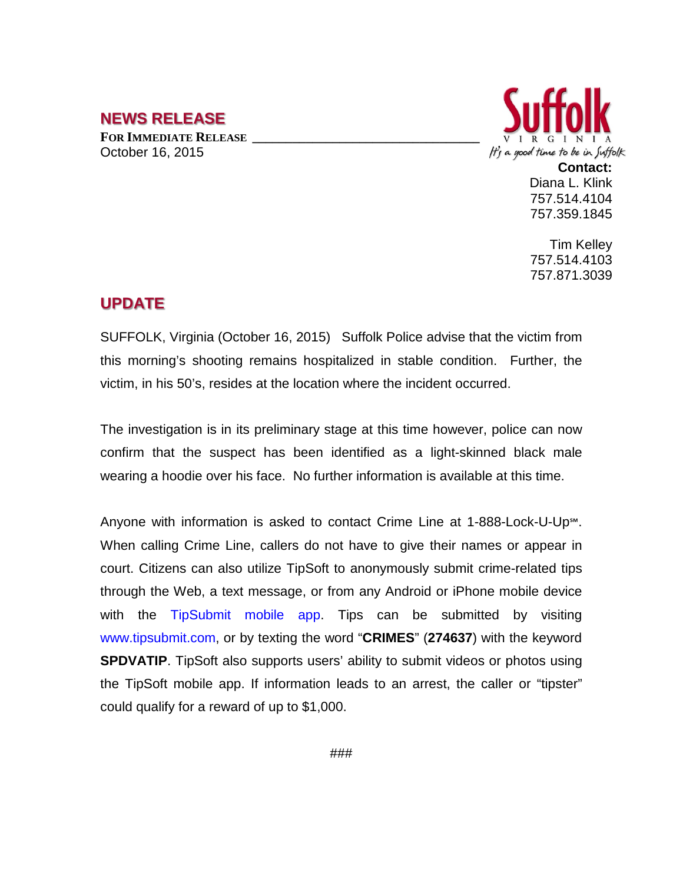# NEWS RELEASE

**FOR IMMEDIATE RELEASE**

October 16, 2015

Suffolk
VIRGINIA
*It's a good time to be in Suffolk*

**Contact:**
Diana L. Klink
757.514.4104
757.359.1845

Tim Kelley
757.514.4103
757.871.3039

## UPDATE

SUFFOLK, Virginia (October 16, 2015) Suffolk Police advise that the victim from this morning's shooting remains hospitalized in stable condition. Further, the victim, in his 50's, resides at the location where the incident occurred.

The investigation is in its preliminary stage at this time however, police can now confirm that the suspect has been identified as a light-skinned black male wearing a hoodie over his face. No further information is available at this time.

Anyone with information is asked to contact Crime Line at 1-888-Lock-U-Up℠. When calling Crime Line, callers do not have to give their names or appear in court. Citizens can also utilize TipSoft to anonymously submit crime-related tips through the Web, a text message, or from any Android or iPhone mobile device with the TipSubmit mobile app. Tips can be submitted by visiting www.tipsubmit.com, or by texting the word "**CRIMES**" (**274637**) with the keyword **SPDVATIP**. TipSoft also supports users' ability to submit videos or photos using the TipSoft mobile app. If information leads to an arrest, the caller or "tipster" could qualify for a reward of up to $1,000.

###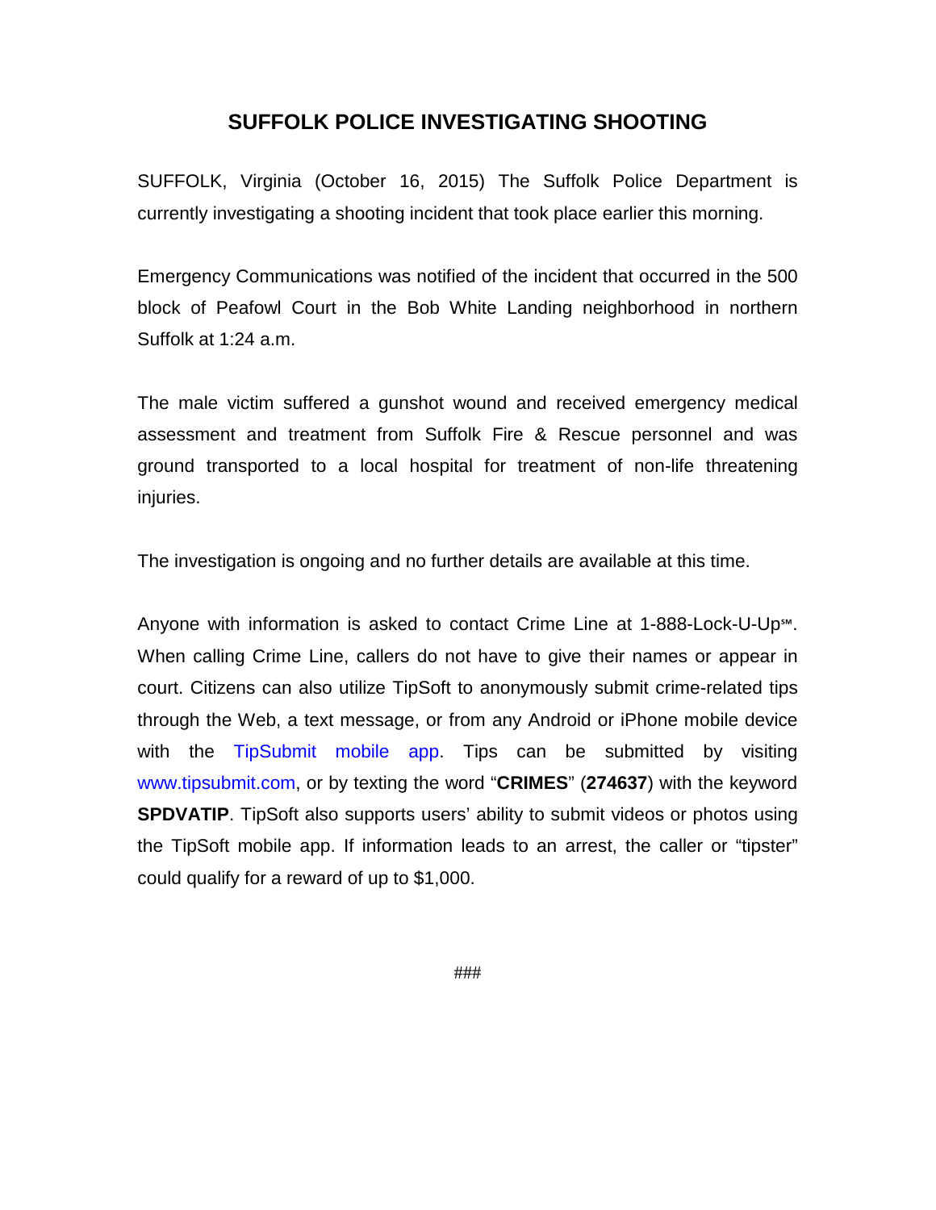# SUFFOLK POLICE INVESTIGATING SHOOTING

SUFFOLK, Virginia (October 16, 2015) The Suffolk Police Department is currently investigating a shooting incident that took place earlier this morning.

Emergency Communications was notified of the incident that occurred in the 500 block of Peafowl Court in the Bob White Landing neighborhood in northern Suffolk at 1:24 a.m.

The male victim suffered a gunshot wound and received emergency medical assessment and treatment from Suffolk Fire & Rescue personnel and was ground transported to a local hospital for treatment of non-life threatening injuries.

The investigation is ongoing and no further details are available at this time.

Anyone with information is asked to contact Crime Line at 1-888-Lock-U-Up℠. When calling Crime Line, callers do not have to give their names or appear in court. Citizens can also utilize TipSoft to anonymously submit crime-related tips through the Web, a text message, or from any Android or iPhone mobile device with the TipSubmit mobile app. Tips can be submitted by visiting www.tipsubmit.com, or by texting the word "**CRIMES**" (**274637**) with the keyword **SPDVATIP**. TipSoft also supports users' ability to submit videos or photos using the TipSoft mobile app. If information leads to an arrest, the caller or "tipster" could qualify for a reward of up to $1,000.

###